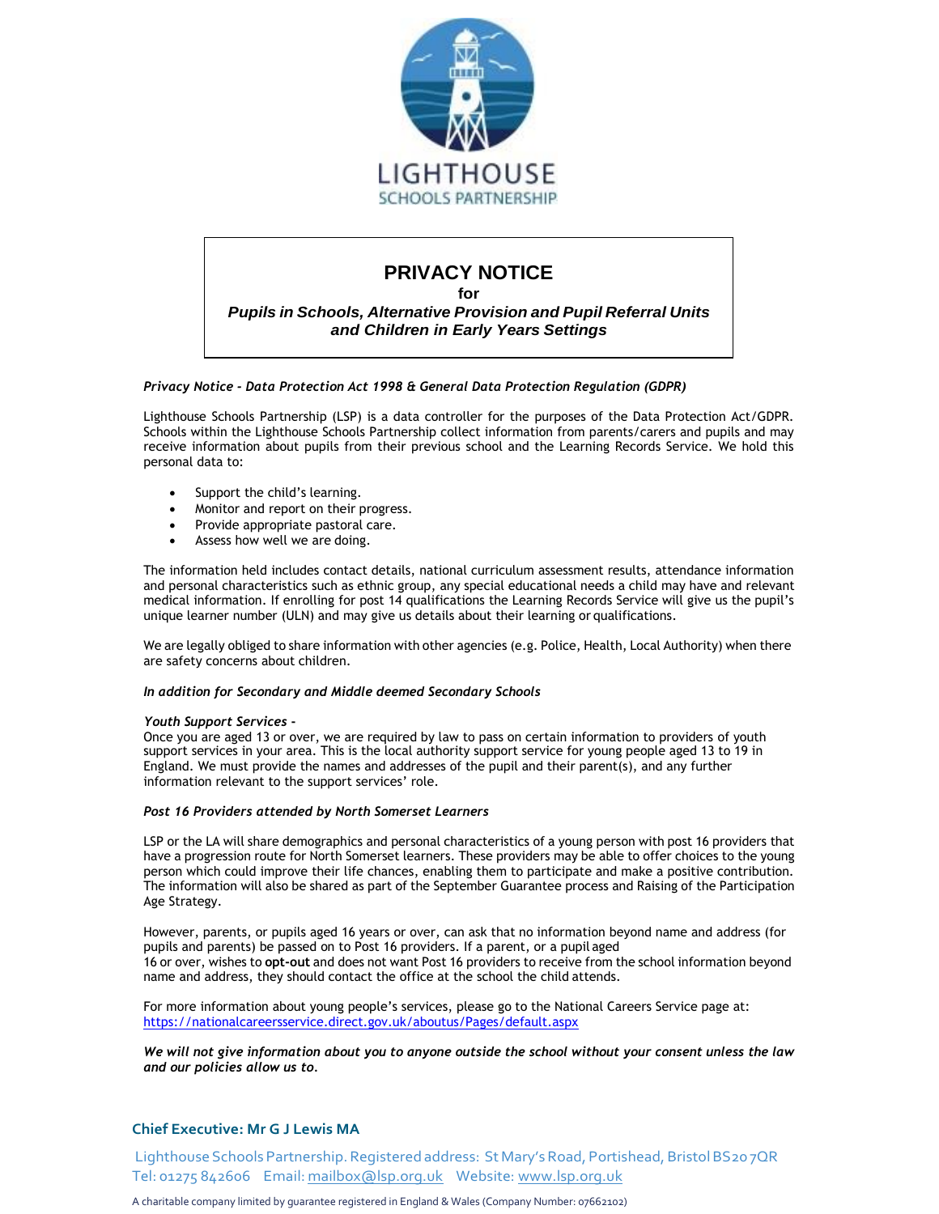LIGHTHOUSE
SCHOOLS PARTNERSHIP

# PRIVACY NOTICE

**for**

***Pupils in Schools, Alternative Provision and Pupil Referral Units and Children in Early Years Settings***

***Privacy Notice - Data Protection Act 1998 & General Data Protection Regulation (GDPR)***

Lighthouse Schools Partnership (LSP) is a data controller for the purposes of the Data Protection Act/GDPR. Schools within the Lighthouse Schools Partnership collect information from parents/carers and pupils and may receive information about pupils from their previous school and the Learning Records Service. We hold this personal data to:

- Support the child's learning.
- Monitor and report on their progress.
- Provide appropriate pastoral care.
- Assess how well we are doing.

The information held includes contact details, national curriculum assessment results, attendance information and personal characteristics such as ethnic group, any special educational needs a child may have and relevant medical information. If enrolling for post 14 qualifications the Learning Records Service will give us the pupil's unique learner number (ULN) and may give us details about their learning or qualifications.

We are legally obliged to share information with other agencies (e.g. Police, Health, Local Authority) when there are safety concerns about children.

***In addition for Secondary and Middle deemed Secondary Schools***

***Youth Support Services -***
Once you are aged 13 or over, we are required by law to pass on certain information to providers of youth support services in your area. This is the local authority support service for young people aged 13 to 19 in England. We must provide the names and addresses of the pupil and their parent(s), and any further information relevant to the support services' role.

***Post 16 Providers attended by North Somerset Learners***

LSP or the LA will share demographics and personal characteristics of a young person with post 16 providers that have a progression route for North Somerset learners. These providers may be able to offer choices to the young person which could improve their life chances, enabling them to participate and make a positive contribution. The information will also be shared as part of the September Guarantee process and Raising of the Participation Age Strategy.

However, parents, or pupils aged 16 years or over, can ask that no information beyond name and address (for pupils and parents) be passed on to Post 16 providers. If a parent, or a pupil aged 16 or over, wishes to **opt-out** and does not want Post 16 providers to receive from the school information beyond name and address, they should contact the office at the school the child attends.

For more information about young people's services, please go to the National Careers Service page at: https://nationalcareersservice.direct.gov.uk/aboutus/Pages/default.aspx

***We will not give information about you to anyone outside the school without your consent unless the law and our policies allow us to.***

**Chief Executive: Mr G J Lewis MA**

Lighthouse Schools Partnership. Registered address: St Mary's Road, Portishead, Bristol BS20 7QR
Tel: 01275 842606 Email: mailbox@lsp.org.uk Website: www.lsp.org.uk

A charitable company limited by guarantee registered in England & Wales (Company Number: 07662102)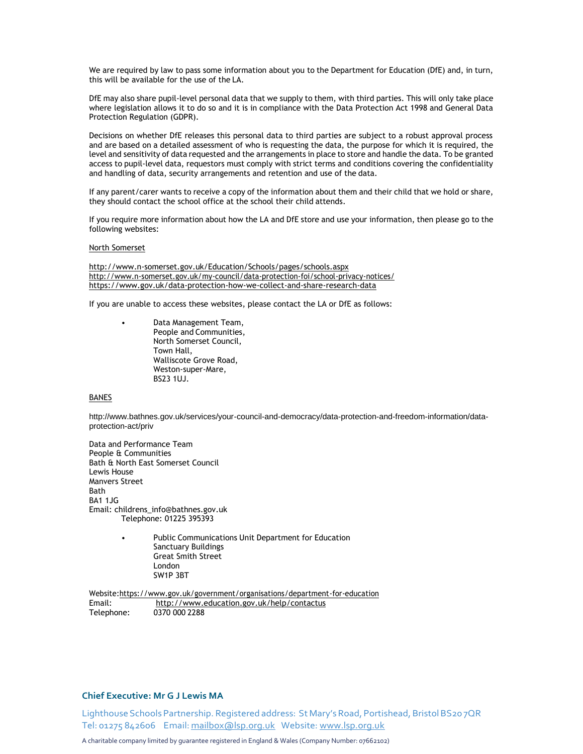We are required by law to pass some information about you to the Department for Education (DfE) and, in turn, this will be available for the use of the LA.

DfE may also share pupil-level personal data that we supply to them, with third parties. This will only take place where legislation allows it to do so and it is in compliance with the Data Protection Act 1998 and General Data Protection Regulation (GDPR).

Decisions on whether DfE releases this personal data to third parties are subject to a robust approval process and are based on a detailed assessment of who is requesting the data, the purpose for which it is required, the level and sensitivity of data requested and the arrangements in place to store and handle the data. To be granted access to pupil-level data, requestors must comply with strict terms and conditions covering the confidentiality and handling of data, security arrangements and retention and use of the data.

If any parent/carer wants to receive a copy of the information about them and their child that we hold or share, they should contact the school office at the school their child attends.

If you require more information about how the LA and DfE store and use your information, then please go to the following websites:

North Somerset

http://www.n-somerset.gov.uk/Education/Schools/pages/schools.aspx
http://www.n-somerset.gov.uk/my-council/data-protection-foi/school-privacy-notices/
https://www.gov.uk/data-protection-how-we-collect-and-share-research-data

If you are unable to access these websites, please contact the LA or DfE as follows:

- Data Management Team,
  People and Communities,
  North Somerset Council,
  Town Hall,
  Walliscote Grove Road,
  Weston-super-Mare,
  BS23 1UJ.

BANES

http://www.bathnes.gov.uk/services/your-council-and-democracy/data-protection-and-freedom-information/data-protection-act/priv

Data and Performance Team
People & Communities
Bath & North East Somerset Council
Lewis House
Manvers Street
Bath
BA1 1JG
Email: childrens_info@bathnes.gov.uk
Telephone: 01225 395393

- Public Communications Unit Department for Education
  Sanctuary Buildings
  Great Smith Street
  London
  SW1P 3BT

Website: https://www.gov.uk/government/organisations/department-for-education
Email: http://www.education.gov.uk/help/contactus
Telephone: 0370 000 2288

**Chief Executive: Mr G J Lewis MA**

Lighthouse Schools Partnership. Registered address: St Mary's Road, Portishead, Bristol BS20 7QR
Tel: 01275 842606 Email: mailbox@lsp.org.uk Website: www.lsp.org.uk

A charitable company limited by guarantee registered in England & Wales (Company Number: 07662102)